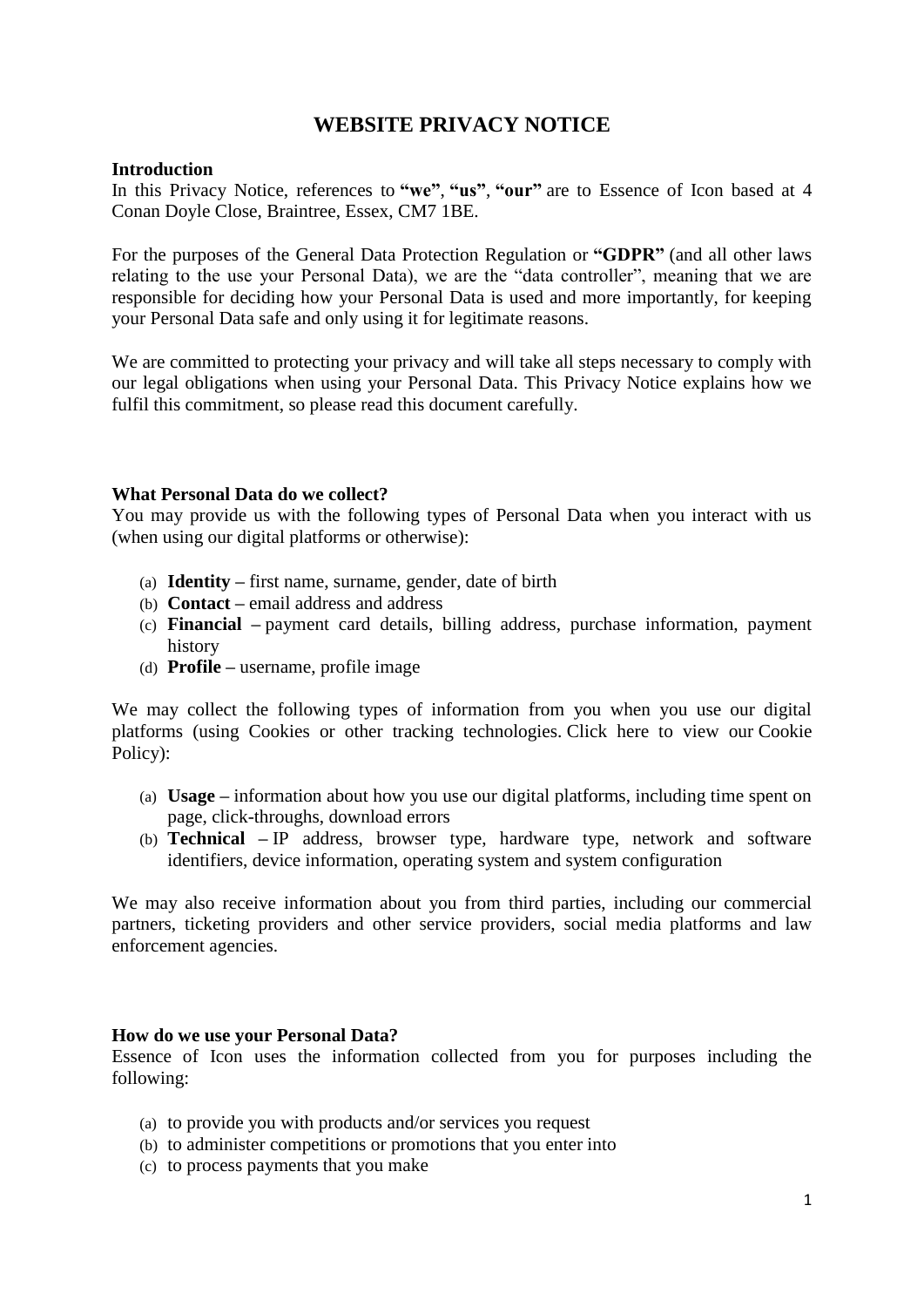# WEBSITE PRIVACY NOTICE

**Introduction**

In this Privacy Notice, references to **"we"**, **"us"**, **"our"** are to Essence of Icon based at 4 Conan Doyle Close, Braintree, Essex, CM7 1BE.

For the purposes of the General Data Protection Regulation or **"GDPR"** (and all other laws relating to the use your Personal Data), we are the "data controller", meaning that we are responsible for deciding how your Personal Data is used and more importantly, for keeping your Personal Data safe and only using it for legitimate reasons.

We are committed to protecting your privacy and will take all steps necessary to comply with our legal obligations when using your Personal Data. This Privacy Notice explains how we fulfil this commitment, so please read this document carefully.

**What Personal Data do we collect?**

You may provide us with the following types of Personal Data when you interact with us (when using our digital platforms or otherwise):

(a) **Identity –** first name, surname, gender, date of birth
(b) **Contact –** email address and address
(c) **Financial –** payment card details, billing address, purchase information, payment history
(d) **Profile –** username, profile image

We may collect the following types of information from you when you use our digital platforms (using Cookies or other tracking technologies. Click here to view our Cookie Policy):

(a) **Usage –** information about how you use our digital platforms, including time spent on page, click-throughs, download errors
(b) **Technical –** IP address, browser type, hardware type, network and software identifiers, device information, operating system and system configuration

We may also receive information about you from third parties, including our commercial partners, ticketing providers and other service providers, social media platforms and law enforcement agencies.

**How do we use your Personal Data?**

Essence of Icon uses the information collected from you for purposes including the following:

(a) to provide you with products and/or services you request
(b) to administer competitions or promotions that you enter into
(c) to process payments that you make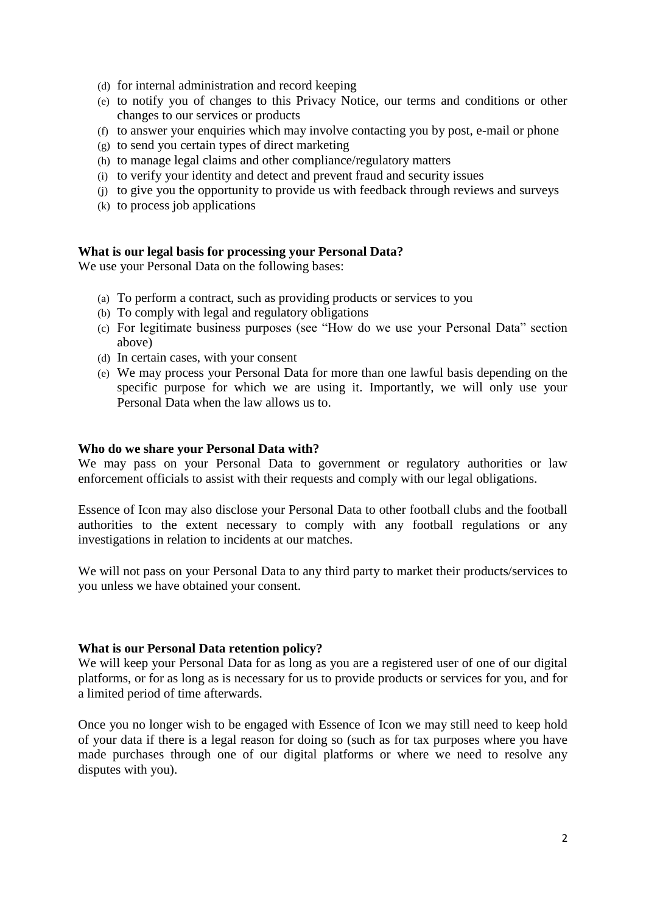(d) for internal administration and record keeping
(e) to notify you of changes to this Privacy Notice, our terms and conditions or other changes to our services or products
(f) to answer your enquiries which may involve contacting you by post, e-mail or phone
(g) to send you certain types of direct marketing
(h) to manage legal claims and other compliance/regulatory matters
(i) to verify your identity and detect and prevent fraud and security issues
(j) to give you the opportunity to provide us with feedback through reviews and surveys
(k) to process job applications

**What is our legal basis for processing your Personal Data?**
We use your Personal Data on the following bases:

(a) To perform a contract, such as providing products or services to you
(b) To comply with legal and regulatory obligations
(c) For legitimate business purposes (see "How do we use your Personal Data" section above)
(d) In certain cases, with your consent
(e) We may process your Personal Data for more than one lawful basis depending on the specific purpose for which we are using it. Importantly, we will only use your Personal Data when the law allows us to.

**Who do we share your Personal Data with?**
We may pass on your Personal Data to government or regulatory authorities or law enforcement officials to assist with their requests and comply with our legal obligations.

Essence of Icon may also disclose your Personal Data to other football clubs and the football authorities to the extent necessary to comply with any football regulations or any investigations in relation to incidents at our matches.

We will not pass on your Personal Data to any third party to market their products/services to you unless we have obtained your consent.

**What is our Personal Data retention policy?**
We will keep your Personal Data for as long as you are a registered user of one of our digital platforms, or for as long as is necessary for us to provide products or services for you, and for a limited period of time afterwards.

Once you no longer wish to be engaged with Essence of Icon we may still need to keep hold of your data if there is a legal reason for doing so (such as for tax purposes where you have made purchases through one of our digital platforms or where we need to resolve any disputes with you).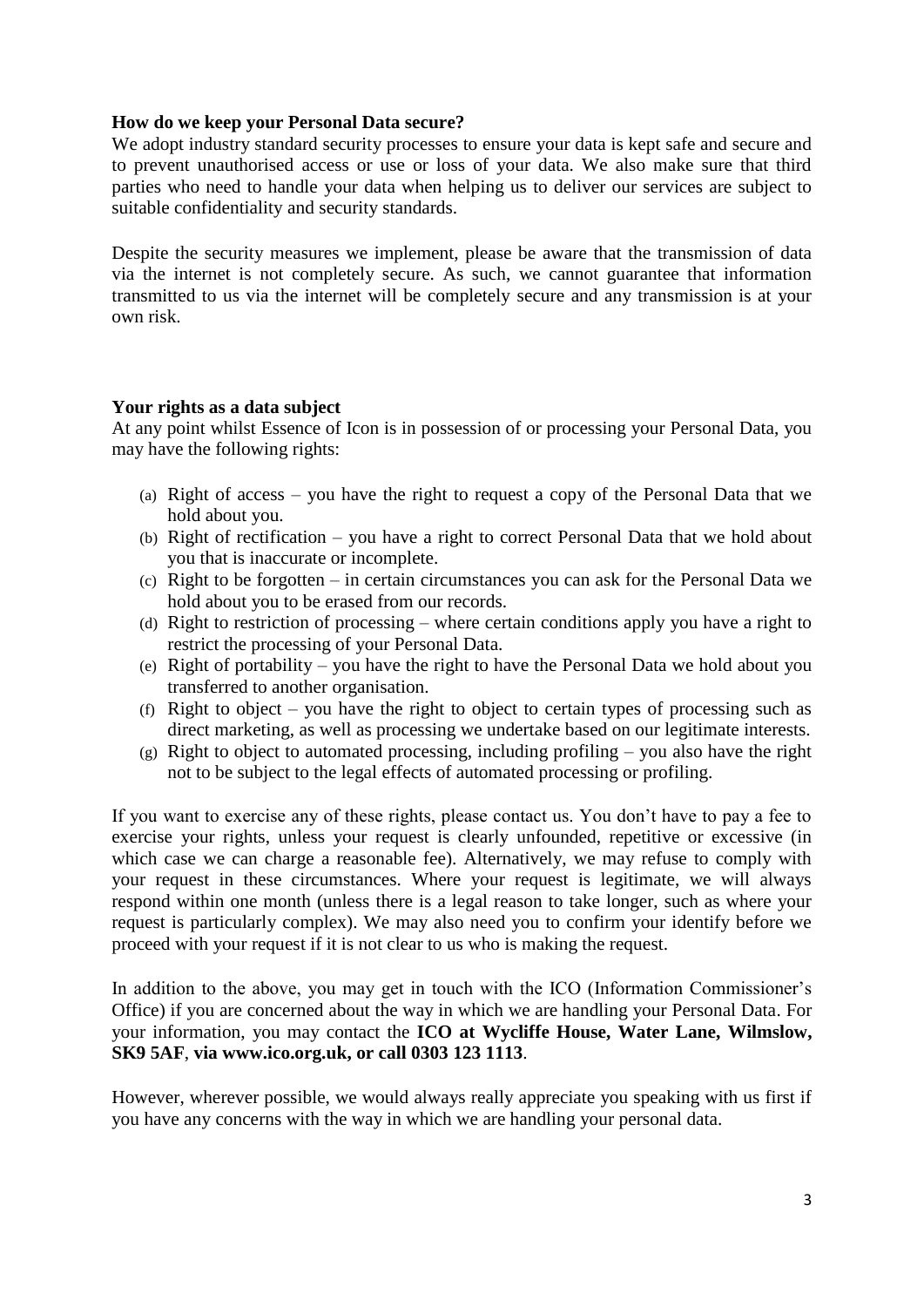**How do we keep your Personal Data secure?**

We adopt industry standard security processes to ensure your data is kept safe and secure and to prevent unauthorised access or use or loss of your data. We also make sure that third parties who need to handle your data when helping us to deliver our services are subject to suitable confidentiality and security standards.

Despite the security measures we implement, please be aware that the transmission of data via the internet is not completely secure. As such, we cannot guarantee that information transmitted to us via the internet will be completely secure and any transmission is at your own risk.

**Your rights as a data subject**

At any point whilst Essence of Icon is in possession of or processing your Personal Data, you may have the following rights:

(a) Right of access – you have the right to request a copy of the Personal Data that we hold about you.
(b) Right of rectification – you have a right to correct Personal Data that we hold about you that is inaccurate or incomplete.
(c) Right to be forgotten – in certain circumstances you can ask for the Personal Data we hold about you to be erased from our records.
(d) Right to restriction of processing – where certain conditions apply you have a right to restrict the processing of your Personal Data.
(e) Right of portability – you have the right to have the Personal Data we hold about you transferred to another organisation.
(f) Right to object – you have the right to object to certain types of processing such as direct marketing, as well as processing we undertake based on our legitimate interests.
(g) Right to object to automated processing, including profiling – you also have the right not to be subject to the legal effects of automated processing or profiling.

If you want to exercise any of these rights, please contact us. You don't have to pay a fee to exercise your rights, unless your request is clearly unfounded, repetitive or excessive (in which case we can charge a reasonable fee). Alternatively, we may refuse to comply with your request in these circumstances. Where your request is legitimate, we will always respond within one month (unless there is a legal reason to take longer, such as where your request is particularly complex). We may also need you to confirm your identify before we proceed with your request if it is not clear to us who is making the request.

In addition to the above, you may get in touch with the ICO (Information Commissioner's Office) if you are concerned about the way in which we are handling your Personal Data. For your information, you may contact the **ICO at Wycliffe House, Water Lane, Wilmslow, SK9 5AF**, **via www.ico.org.uk, or call 0303 123 1113**.

However, wherever possible, we would always really appreciate you speaking with us first if you have any concerns with the way in which we are handling your personal data.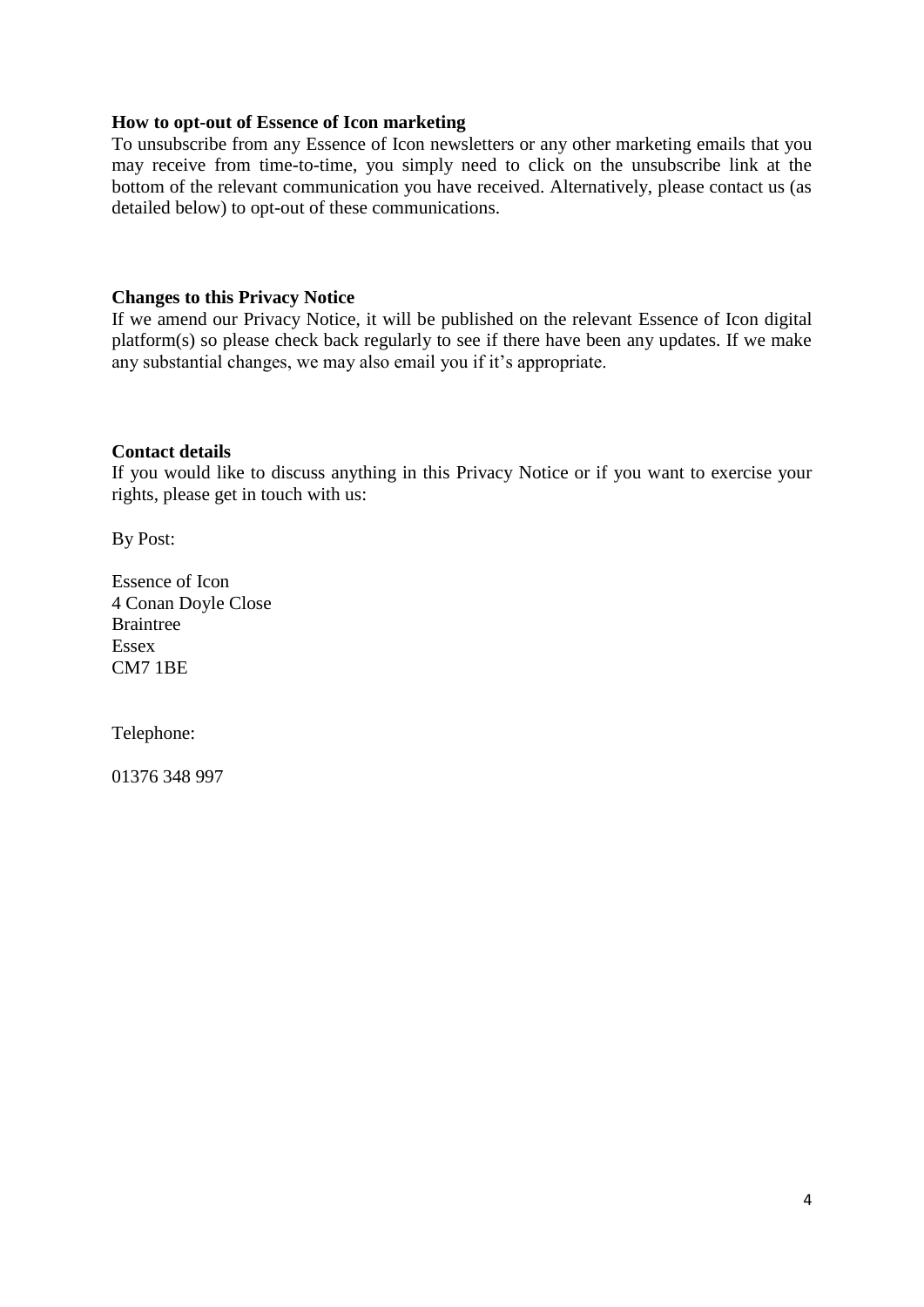**How to opt-out of Essence of Icon marketing**

To unsubscribe from any Essence of Icon newsletters or any other marketing emails that you may receive from time-to-time, you simply need to click on the unsubscribe link at the bottom of the relevant communication you have received. Alternatively, please contact us (as detailed below) to opt-out of these communications.

**Changes to this Privacy Notice**

If we amend our Privacy Notice, it will be published on the relevant Essence of Icon digital platform(s) so please check back regularly to see if there have been any updates. If we make any substantial changes, we may also email you if it's appropriate.

**Contact details**

If you would like to discuss anything in this Privacy Notice or if you want to exercise your rights, please get in touch with us:

By Post:

Essence of Icon
4 Conan Doyle Close
Braintree
Essex
CM7 1BE

Telephone:

01376 348 997